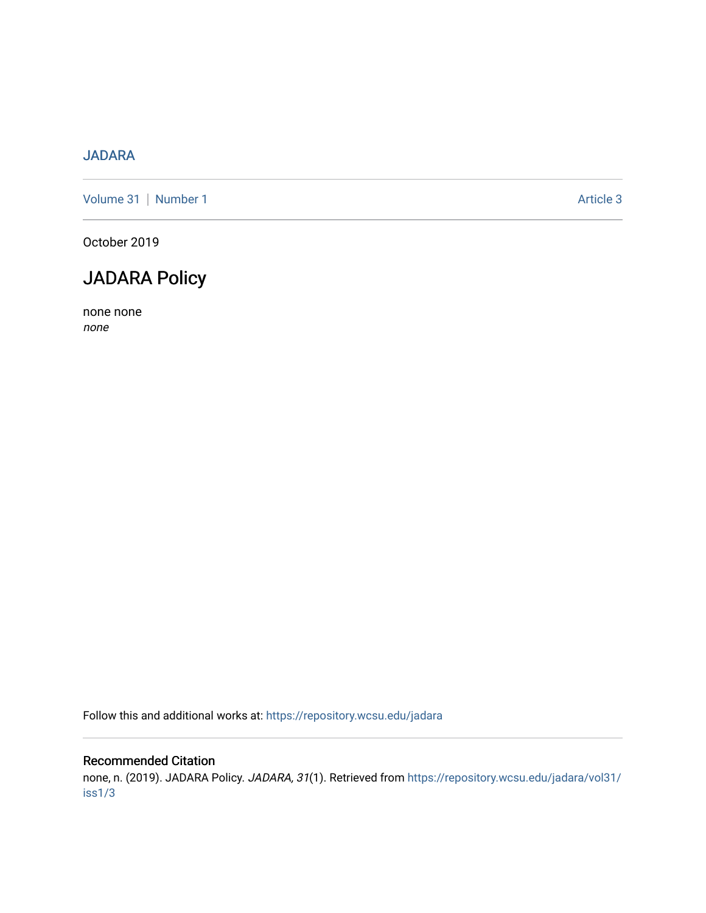JADARA

Volume 31 | Number 1 Article 3

October 2019

# JADARA Policy

none none
*none*

Follow this and additional works at: https://repository.wcsu.edu/jadara

## Recommended Citation

none, n. (2019). JADARA Policy. *JADARA, 31*(1). Retrieved from https://repository.wcsu.edu/jadara/vol31/iss1/3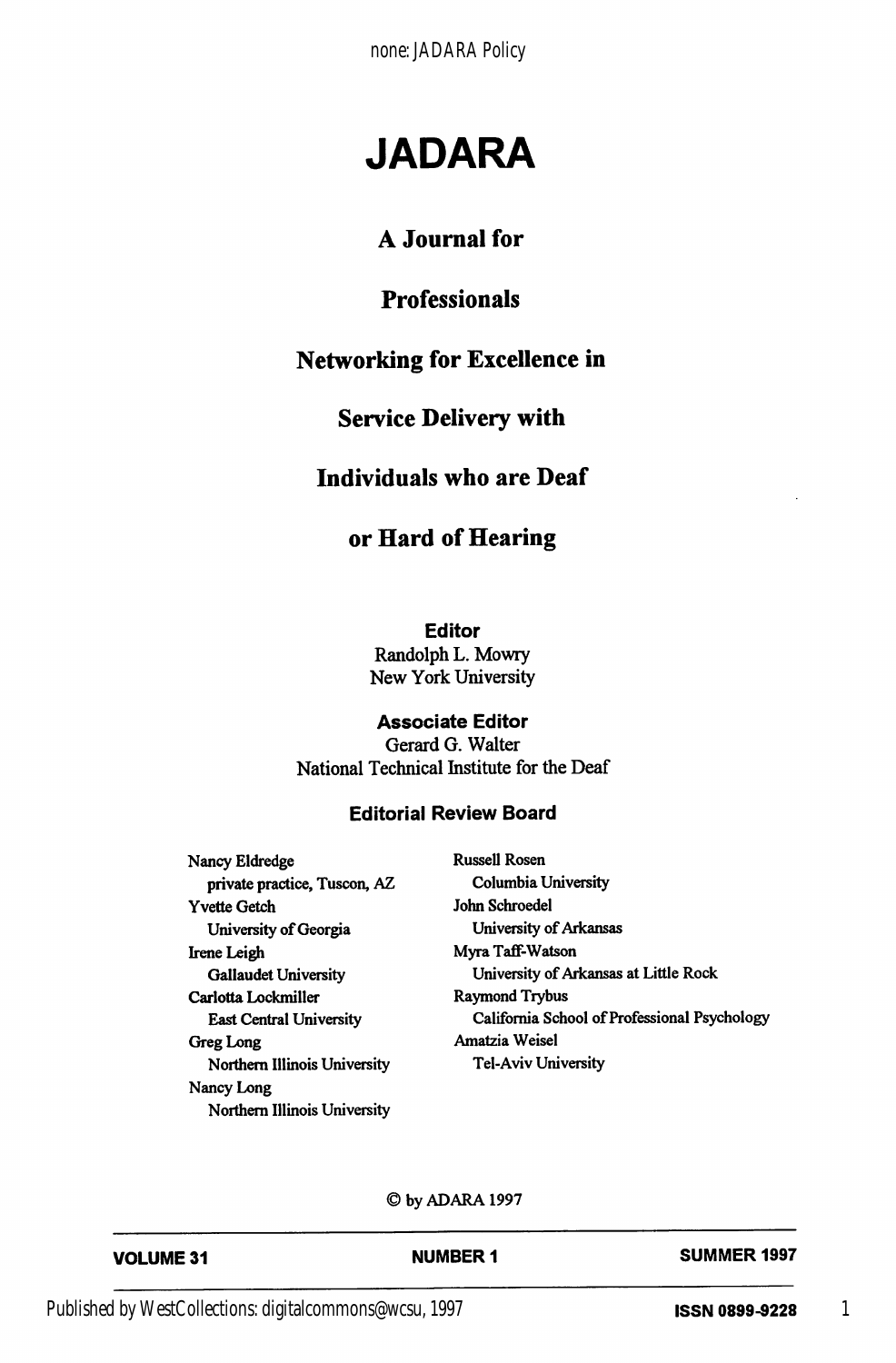# JADARA

## A Journal for

## Professionals

## Networking for Excellence in

## Service Delivery with

## Individuals who are Deaf

## or Hard of Hearing

**Editor**
Randolph L. Mowry
New York University

**Associate Editor**
Gerard G. Walter
National Technical Institute for the Deaf

**Editorial Review Board**

Nancy Eldredge
private practice, Tuscon, AZ

Yvette Getch
University of Georgia

Irene Leigh
Gallaudet University

Carlotta Lockmiller
East Central University

Greg Long
Northern Illinois University

Nancy Long
Northern Illinois University

Russell Rosen
Columbia University

John Schroedel
University of Arkansas

Myra Taff-Watson
University of Arkansas at Little Rock

Raymond Trybus
California School of Professional Psychology

Amatzia Weisel
Tel-Aviv University

© by ADARA 1997

**VOLUME 31** **NUMBER 1** **SUMMER 1997**

**ISSN 0899-9228**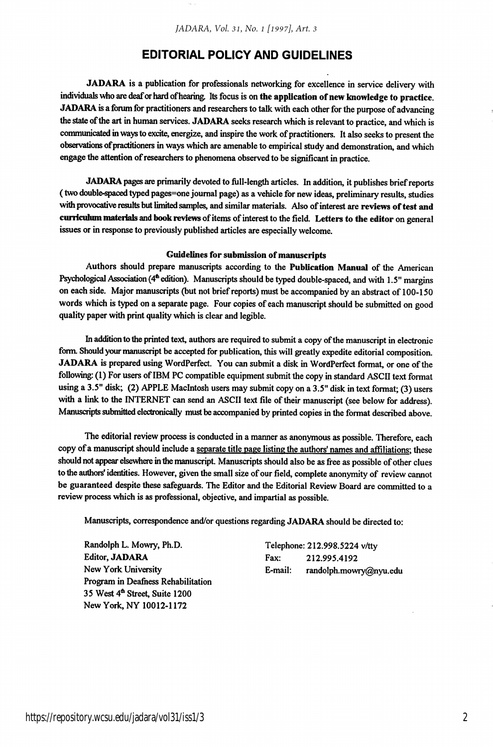# EDITORIAL POLICY AND GUIDELINES

**JADARA** is a publication for professionals networking for excellence in service delivery with individuals who are deaf or hard of hearing. Its focus is on **the application of new knowledge to practice**. **JADARA** is a forum for practitioners and researchers to talk with each other for the purpose of advancing the state of the art in human services. **JADARA** seeks research which is relevant to practice, and which is communicated in ways to excite, energize, and inspire the work of practitioners. It also seeks to present the observations of practitioners in ways which are amenable to empirical study and demonstration, and which engage the attention of researchers to phenomena observed to be significant in practice.

**JADARA** pages are primarily devoted to full-length articles. In addition, it publishes brief reports ( two double-spaced typed pages=one journal page) as a vehicle for new ideas, preliminary results, studies with provocative results but limited samples, and similar materials. Also of interest are **reviews of test and curriculum materials** and **book reviews** of items of interest to the field. **Letters to the editor** on general issues or in response to previously published articles are especially welcome.

### Guidelines for submission of manuscripts

Authors should prepare manuscripts according to the **Publication Manual** of the American Psychological Association (4th edition). Manuscripts should be typed double-spaced, and with 1.5" margins on each side. Major manuscripts (but not brief reports) must be accompanied by an abstract of 100-150 words which is typed on a separate page. Four copies of each manuscript should be submitted on good quality paper with print quality which is clear and legible.

In addition to the printed text, authors are required to submit a copy of the manuscript in electronic form. Should your manuscript be accepted for publication, this will greatly expedite editorial composition. **JADARA** is prepared using WordPerfect. You can submit a disk in WordPerfect format, or one of the following: (1) For users of IBM PC compatible equipment submit the copy in standard ASCII text format using a 3.5" disk; (2) APPLE MacIntosh users may submit copy on a 3.5" disk in text format; (3) users with a link to the INTERNET can send an ASCII text file of their manuscript (see below for address). Manuscripts submitted electronically must be accompanied by printed copies in the format described above.

The editorial review process is conducted in a manner as anonymous as possible. Therefore, each copy of a manuscript should include a separate title page listing the authors' names and affiliations; these should not appear elsewhere in the manuscript. Manuscripts should also be as free as possible of other clues to the authors' identities. However, given the small size of our field, complete anonymity of review cannot be guaranteed despite these safeguards. The Editor and the Editorial Review Board are committed to a review process which is as professional, objective, and impartial as possible.

Manuscripts, correspondence and/or questions regarding **JADARA** should be directed to:

Randolph L. Mowry, Ph.D.
Editor, **JADARA**
New York University
Program in Deafness Rehabilitation
35 West 4th Street, Suite 1200
New York, NY 10012-1172

Telephone: 212.998.5224 v/tty
Fax: 212.995.4192
E-mail: randolph.mowry@nyu.edu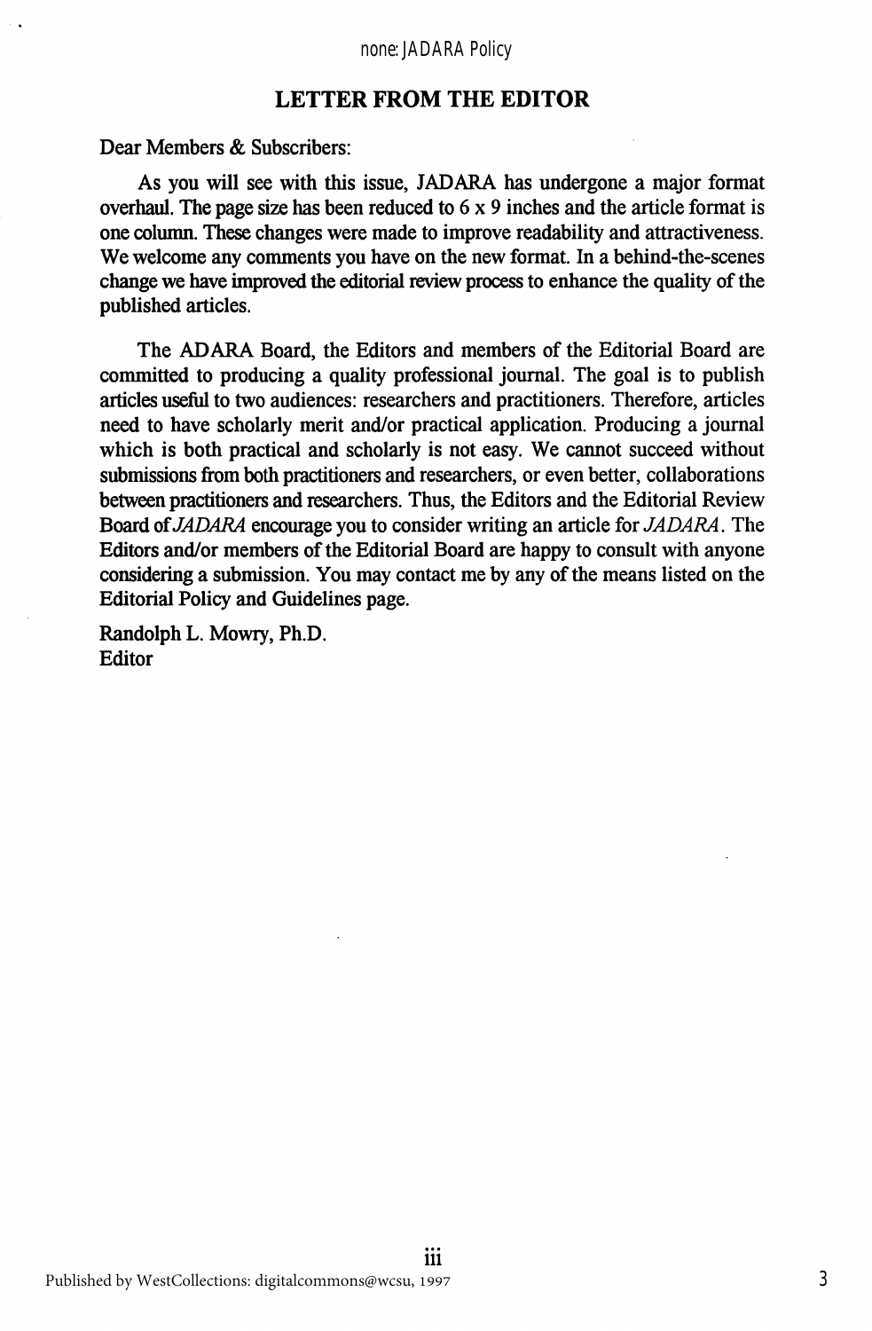## LETTER FROM THE EDITOR

Dear Members & Subscribers:

As you will see with this issue, JADARA has undergone a major format overhaul. The page size has been reduced to 6 x 9 inches and the article format is one column. These changes were made to improve readability and attractiveness. We welcome any comments you have on the new format. In a behind-the-scenes change we have improved the editorial review process to enhance the quality of the published articles.

The ADARA Board, the Editors and members of the Editorial Board are committed to producing a quality professional journal. The goal is to publish articles useful to two audiences: researchers and practitioners. Therefore, articles need to have scholarly merit and/or practical application. Producing a journal which is both practical and scholarly is not easy. We cannot succeed without submissions from both practitioners and researchers, or even better, collaborations between practitioners and researchers. Thus, the Editors and the Editorial Review Board of *JADARA* encourage you to consider writing an article for *JADARA*. The Editors and/or members of the Editorial Board are happy to consult with anyone considering a submission. You may contact me by any of the means listed on the Editorial Policy and Guidelines page.

Randolph L. Mowry, Ph.D.
Editor